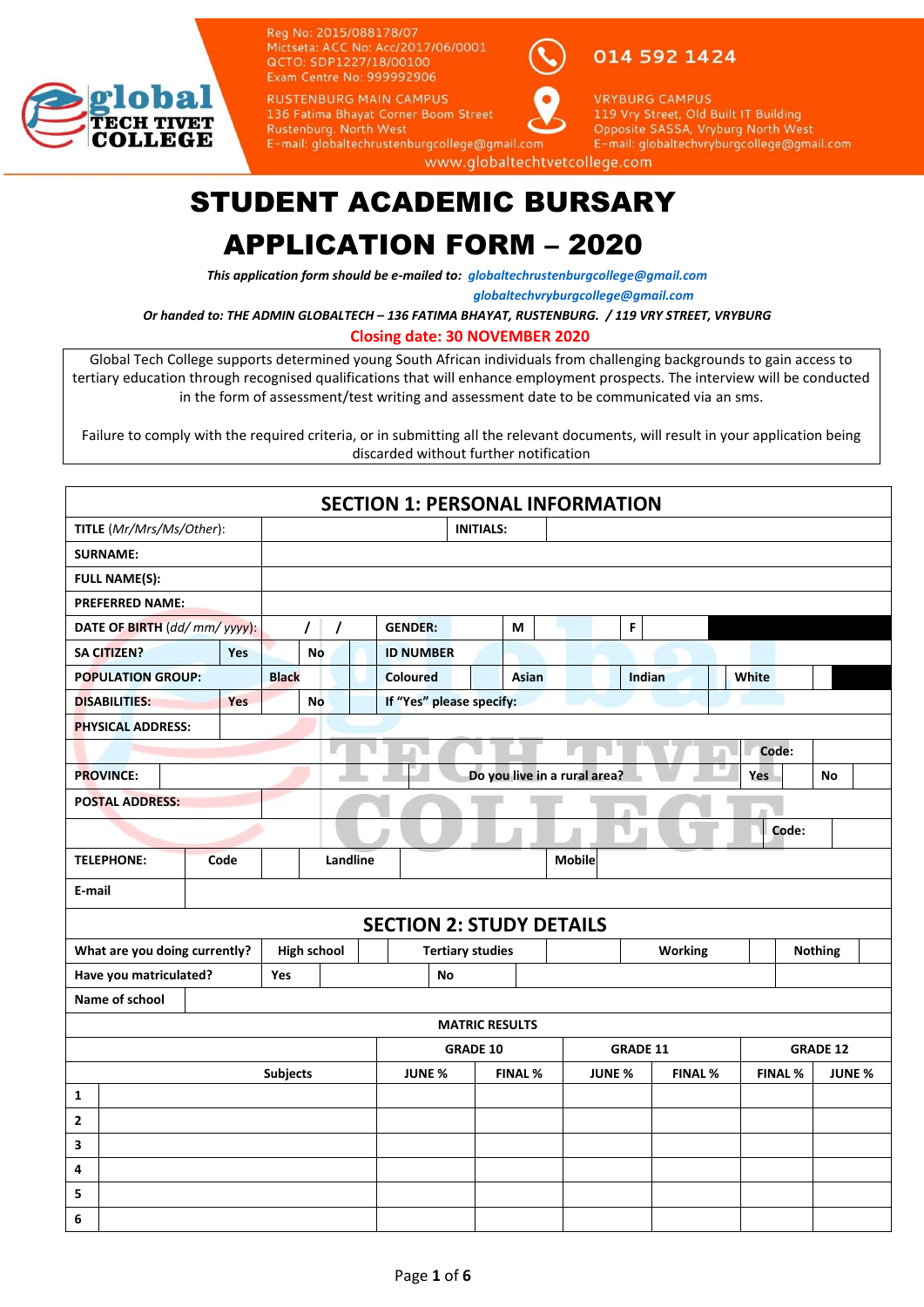Reg No: 2015/088178/07
Mictseta: ACC No: Acc/2017/06/0001
QCTO: SDP1227/18/00100
Exam Centre No: 999992906

**global TECH TIVET COLLEGE**

RUSTENBURG MAIN CAMPUS
136 Fatima Bhayat Corner Boom Street
Rustenburg. North West
E-mail: globaltechrustenburgcollege@gmail.com

014 592 1424

VRYBURG CAMPUS
119 Vry Street, Old Built IT Building
Opposite SASSA, Vryburg North West
E-mail: globaltechvryburgcollege@gmail.com

www.globaltechtvetcollege.com

# STUDENT ACADEMIC BURSARY APPLICATION FORM – 2020

***This application form should be e-mailed to:*** *globaltechrustenburgcollege@gmail.com*
*globaltechvryburgcollege@gmail.com*

***Or handed to: THE ADMIN GLOBALTECH – 136 FATIMA BHAYAT, RUSTENBURG. / 119 VRY STREET, VRYBURG***

**Closing date: 30 NOVEMBER 2020**

Global Tech College supports determined young South African individuals from challenging backgrounds to gain access to tertiary education through recognised qualifications that will enhance employment prospects. The interview will be conducted in the form of assessment/test writing and assessment date to be communicated via an sms.

Failure to comply with the required criteria, or in submitting all the relevant documents, will result in your application being discarded without further notification

## SECTION 1: PERSONAL INFORMATION

| | | | | | | | | | | |
|---|---|---|---|---|---|---|---|---|---|---|
| **TITLE** (*Mr/Mrs/Ms/Other*): | | **INITIALS:** | | | | | | | | |
| **SURNAME:** | | | | | | | | | | |
| **FULL NAME(S):** | | | | | | | | | | |
| **PREFERRED NAME:** | | | | | | | | | | |
| **DATE OF BIRTH** (*dd/ mm/ yyyy*): | / / | **GENDER:** | **M** | | **F** | | | | | |
| **SA CITIZEN?** | **Yes** | | **No** | | **ID NUMBER** | | | | | |
| **POPULATION GROUP:** | **Black** | | **Coloured** | | **Asian** | | **Indian** | | **White** | |
| **DISABILITIES:** | **Yes** | | **No** | | **If "Yes" please specify:** | | | | | |
| **PHYSICAL ADDRESS:** | | | | | | | | | | |
| | | | | | | | | **Code:** | | |
| **PROVINCE:** | | | **Do you live in a rural area?** | | | | **Yes** | | **No** | |
| **POSTAL ADDRESS:** | | | | | | | | | | |
| | | | | | | | | **Code:** | | |
| **TELEPHONE:** | **Code** | | **Landline** | | **Mobile** | | | | | |
| **E-mail** | | | | | | | | | | |

## SECTION 2: STUDY DETAILS

| | | | | | | | | |
|---|---|---|---|---|---|---|---|---|
| **What are you doing currently?** | **High school** | | **Tertiary studies** | | **Working** | | **Nothing** | |
| **Have you matriculated?** | **Yes** | | **No** | | | | | |
| **Name of school** | | | | | | | | |

**MATRIC RESULTS**

| | **Subjects** | **GRADE 10** | | **GRADE 11** | | **GRADE 12** | |
|---|---|---|---|---|---|---|---|
| | | **JUNE %** | **FINAL %** | **JUNE %** | **FINAL %** | **FINAL %** | **JUNE %** |
| **1** | | | | | | | |
| **2** | | | | | | | |
| **3** | | | | | | | |
| **4** | | | | | | | |
| **5** | | | | | | | |
| **6** | | | | | | | |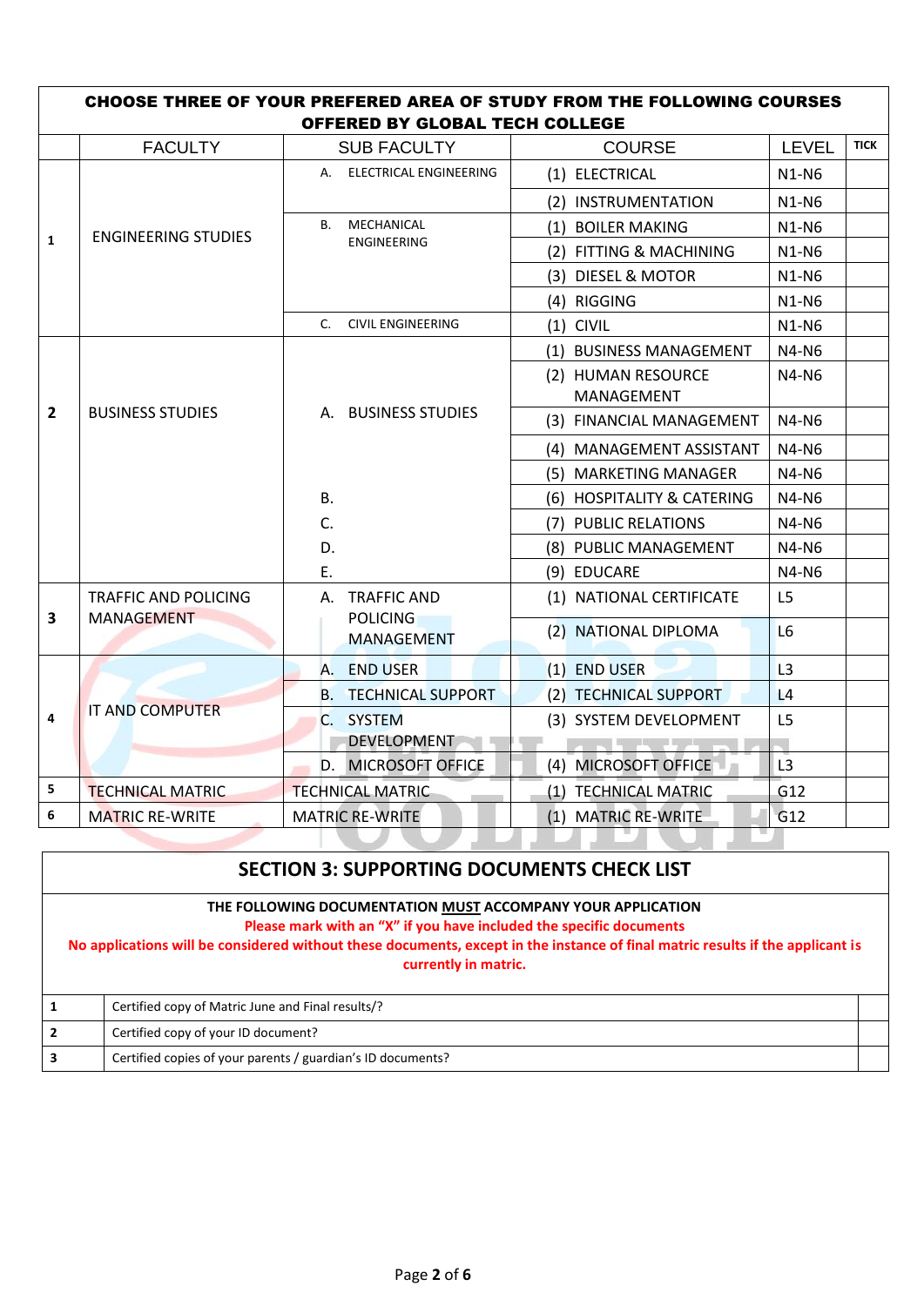**CHOOSE THREE OF YOUR PREFERED AREA OF STUDY FROM THE FOLLOWING COURSES OFFERED BY GLOBAL TECH COLLEGE**

| | FACULTY | SUB FACULTY | COURSE | LEVEL | TICK |
|---|---|---|---|---|---|
| 1 | ENGINEERING STUDIES | A. ELECTRICAL ENGINEERING | (1) ELECTRICAL | N1-N6 | |
| | | | (2) INSTRUMENTATION | N1-N6 | |
| | | B. MECHANICAL ENGINEERING | (1) BOILER MAKING | N1-N6 | |
| | | | (2) FITTING & MACHINING | N1-N6 | |
| | | | (3) DIESEL & MOTOR | N1-N6 | |
| | | | (4) RIGGING | N1-N6 | |
| | | C. CIVIL ENGINEERING | (1) CIVIL | N1-N6 | |
| 2 | BUSINESS STUDIES | A. BUSINESS STUDIES | (1) BUSINESS MANAGEMENT | N4-N6 | |
| | | | (2) HUMAN RESOURCE MANAGEMENT | N4-N6 | |
| | | | (3) FINANCIAL MANAGEMENT | N4-N6 | |
| | | | (4) MANAGEMENT ASSISTANT | N4-N6 | |
| | | | (5) MARKETING MANAGER | N4-N6 | |
| | | B. | (6) HOSPITALITY & CATERING | N4-N6 | |
| | | C. | (7) PUBLIC RELATIONS | N4-N6 | |
| | | D. | (8) PUBLIC MANAGEMENT | N4-N6 | |
| | | E. | (9) EDUCARE | N4-N6 | |
| 3 | TRAFFIC AND POLICING MANAGEMENT | A. TRAFFIC AND POLICING MANAGEMENT | (1) NATIONAL CERTIFICATE | L5 | |
| | | | (2) NATIONAL DIPLOMA | L6 | |
| 4 | IT AND COMPUTER | A. END USER | (1) END USER | L3 | |
| | | B. TECHNICAL SUPPORT | (2) TECHNICAL SUPPORT | L4 | |
| | | C. SYSTEM DEVELOPMENT | (3) SYSTEM DEVELOPMENT | L5 | |
| | | D. MICROSOFT OFFICE | (4) MICROSOFT OFFICE | L3 | |
| 5 | TECHNICAL MATRIC | TECHNICAL MATRIC | (1) TECHNICAL MATRIC | G12 | |
| 6 | MATRIC RE-WRITE | MATRIC RE-WRITE | (1) MATRIC RE-WRITE | G12 | |

## SECTION 3: SUPPORTING DOCUMENTS CHECK LIST

**THE FOLLOWING DOCUMENTATION MUST ACCOMPANY YOUR APPLICATION**

**Please mark with an "X" if you have included the specific documents**

**No applications will be considered without these documents, except in the instance of final matric results if the applicant is currently in matric.**

| | | |
|---|---|---|
| 1 | Certified copy of Matric June and Final results/? | |
| 2 | Certified copy of your ID document? | |
| 3 | Certified copies of your parents / guardian's ID documents? | |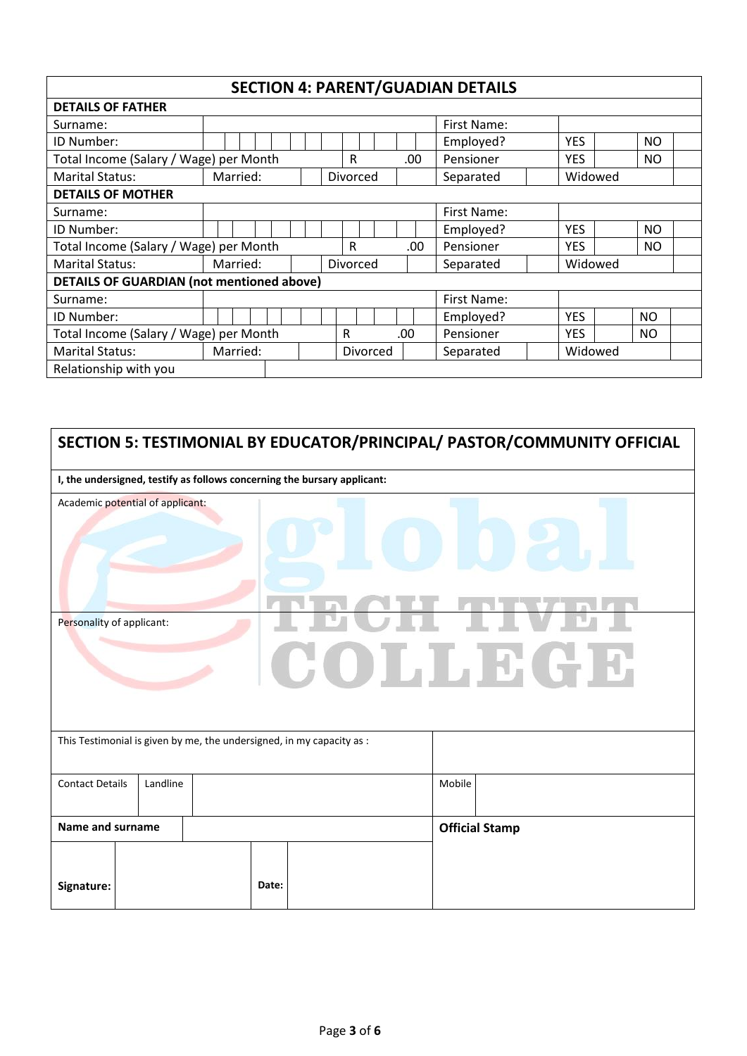## SECTION 4: PARENT/GUADIAN DETAILS

| **DETAILS OF FATHER** | | | | | | | | |
|---|---|---|---|---|---|---|---|---|
| Surname: | | | | First Name: | | | | |
| ID Number: | | | | Employed? | YES | | NO | |
| Total Income (Salary / Wage) per Month | | R | .00 | Pensioner | YES | | NO | |
| Marital Status: | Married: | | Divorced | | Separated | | Widowed | |

| **DETAILS OF MOTHER** | | | | | | | | |
|---|---|---|---|---|---|---|---|---|
| Surname: | | | | First Name: | | | | |
| ID Number: | | | | Employed? | YES | | NO | |
| Total Income (Salary / Wage) per Month | | R | .00 | Pensioner | YES | | NO | |
| Marital Status: | Married: | | Divorced | | Separated | | Widowed | |

| **DETAILS OF GUARDIAN (not mentioned above)** | | | | | | | | |
|---|---|---|---|---|---|---|---|---|
| Surname: | | | | First Name: | | | | |
| ID Number: | | | | Employed? | YES | | NO | |
| Total Income (Salary / Wage) per Month | | R | .00 | Pensioner | YES | | NO | |
| Marital Status: | Married: | | Divorced | | Separated | | Widowed | |
| Relationship with you | | | | | | | | |

## SECTION 5: TESTIMONIAL BY EDUCATOR/PRINCIPAL/ PASTOR/COMMUNITY OFFICIAL

**I, the undersigned, testify as follows concerning the bursary applicant:**

Academic potential of applicant:

Personality of applicant:

| This Testimonial is given by me, the undersigned, in my capacity as : | | | |
|---|---|---|---|
| Contact Details | Landline | Mobile | |
| **Name and surname** | | **Official Stamp** | |
| **Signature:** | | **Date:** | |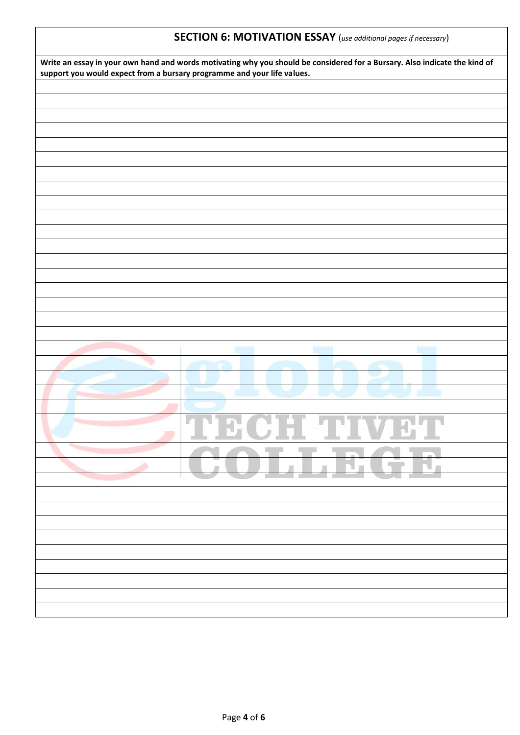## SECTION 6: MOTIVATION ESSAY (*use additional pages if necessary*)

**Write an essay in your own hand and words motivating why you should be considered for a Bursary. Also indicate the kind of support you would expect from a bursary programme and your life values.**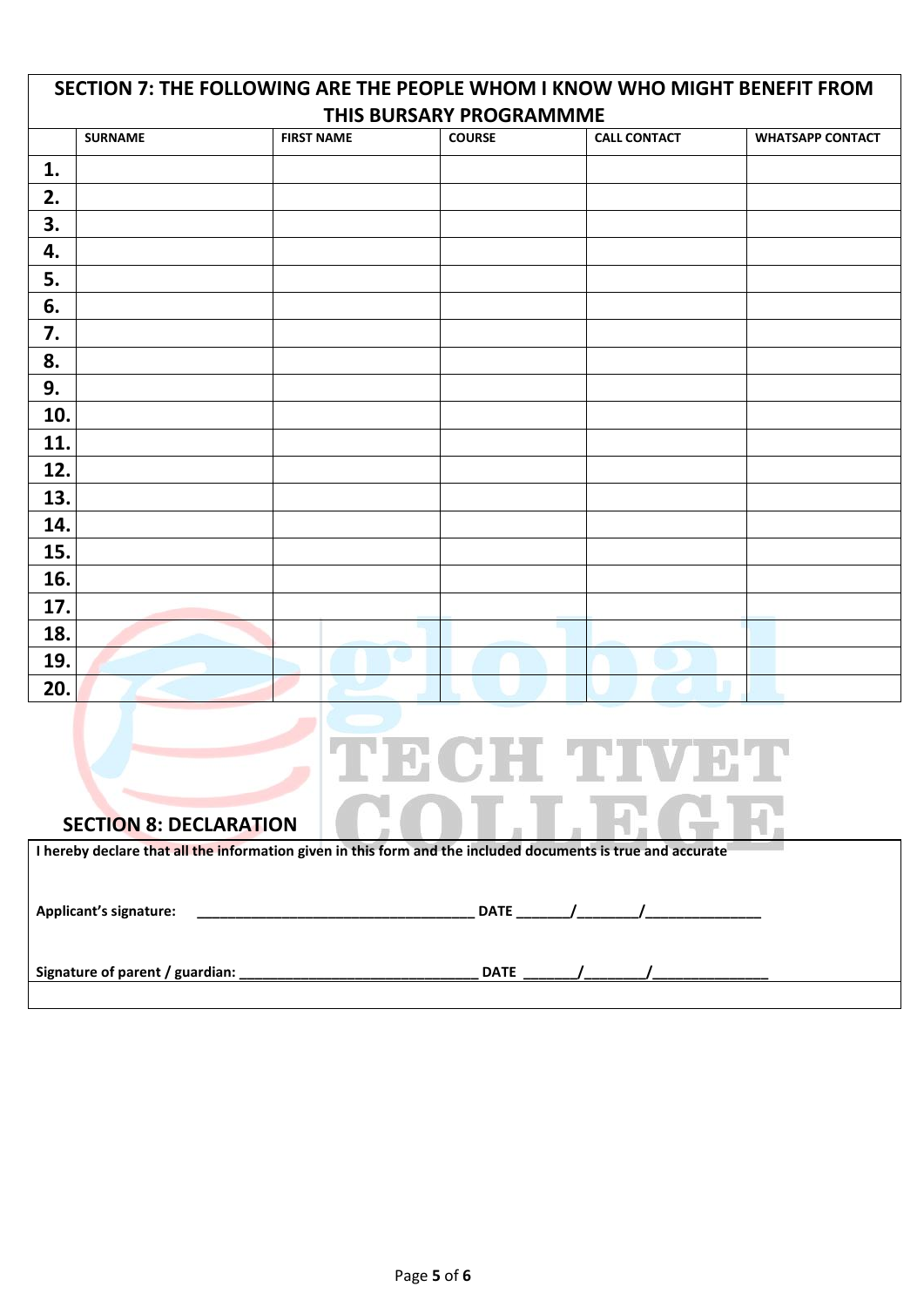## SECTION 7: THE FOLLOWING ARE THE PEOPLE WHOM I KNOW WHO MIGHT BENEFIT FROM THIS BURSARY PROGRAMMME

| | SURNAME | FIRST NAME | COURSE | CALL CONTACT | WHATSAPP CONTACT |
|---|---|---|---|---|---|
| **1.** | | | | | |
| **2.** | | | | | |
| **3.** | | | | | |
| **4.** | | | | | |
| **5.** | | | | | |
| **6.** | | | | | |
| **7.** | | | | | |
| **8.** | | | | | |
| **9.** | | | | | |
| **10.** | | | | | |
| **11.** | | | | | |
| **12.** | | | | | |
| **13.** | | | | | |
| **14.** | | | | | |
| **15.** | | | | | |
| **16.** | | | | | |
| **17.** | | | | | |
| **18.** | | | | | |
| **19.** | | | | | |
| **20.** | | | | | |

## SECTION 8: DECLARATION

**I hereby declare that all the information given in this form and the included documents is true and accurate**

**Applicant's signature:** ___________________________________ **DATE** _______/________/_______________

**Signature of parent / guardian:** ______________________________ **DATE** _______/________/_______________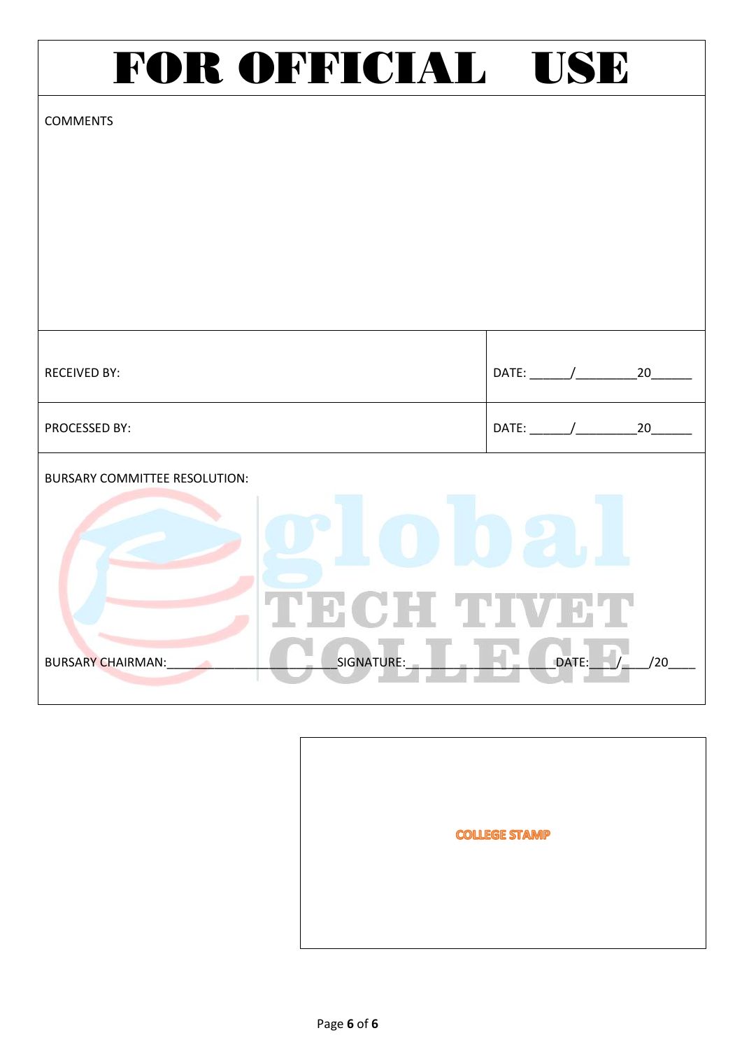# FOR OFFICIAL USE

COMMENTS

| | |
|---|---|
| RECEIVED BY: | DATE: ______/_________20______ |
| PROCESSED BY: | DATE: ______/_________20______ |

BURSARY COMMITTEE RESOLUTION:

BURSARY CHAIRMAN:_________________________ SIGNATURE:_________________ DATE:____/____/20____

COLLEGE STAMP